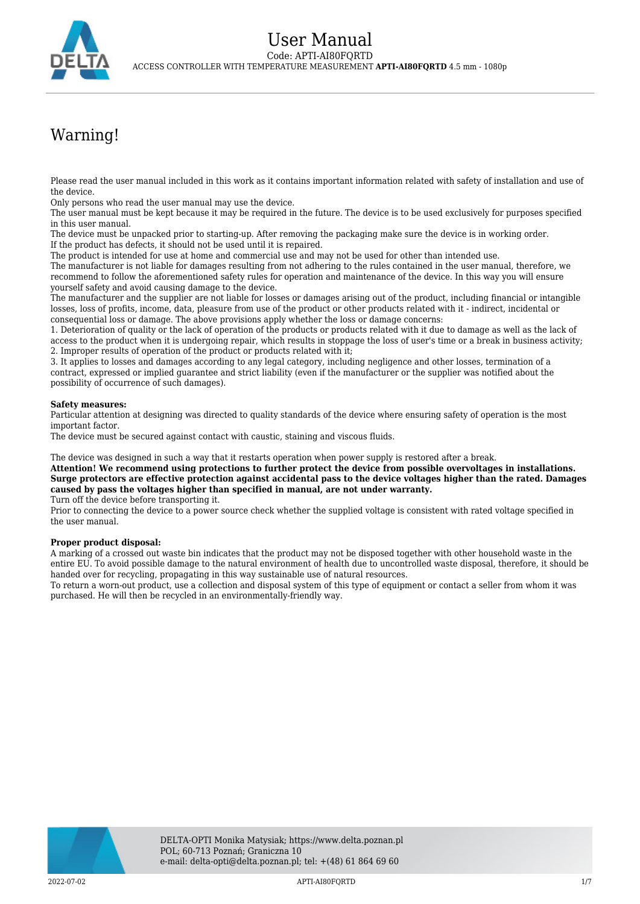# User Manual

Code: APTI-AI80FQRTD

ACCESS CONTROLLER WITH TEMPERATURE MEASUREMENT **APTI-AI80FQRTD** 4.5 mm - 1080p

## Warning!

Please read the user manual included in this work as it contains important information related with safety of installation and use of the device.
Only persons who read the user manual may use the device.
The user manual must be kept because it may be required in the future. The device is to be used exclusively for purposes specified in this user manual.
The device must be unpacked prior to starting-up. After removing the packaging make sure the device is in working order.
If the product has defects, it should not be used until it is repaired.
The product is intended for use at home and commercial use and may not be used for other than intended use.
The manufacturer is not liable for damages resulting from not adhering to the rules contained in the user manual, therefore, we recommend to follow the aforementioned safety rules for operation and maintenance of the device. In this way you will ensure yourself safety and avoid causing damage to the device.
The manufacturer and the supplier are not liable for losses or damages arising out of the product, including financial or intangible losses, loss of profits, income, data, pleasure from use of the product or other products related with it - indirect, incidental or consequential loss or damage. The above provisions apply whether the loss or damage concerns:
1. Deterioration of quality or the lack of operation of the products or products related with it due to damage as well as the lack of access to the product when it is undergoing repair, which results in stoppage the loss of user's time or a break in business activity;
2. Improper results of operation of the product or products related with it;
3. It applies to losses and damages according to any legal category, including negligence and other losses, termination of a contract, expressed or implied guarantee and strict liability (even if the manufacturer or the supplier was notified about the possibility of occurrence of such damages).

**Safety measures:**
Particular attention at designing was directed to quality standards of the device where ensuring safety of operation is the most important factor.
The device must be secured against contact with caustic, staining and viscous fluids.

The device was designed in such a way that it restarts operation when power supply is restored after a break.
**Attention! We recommend using protections to further protect the device from possible overvoltages in installations. Surge protectors are effective protection against accidental pass to the device voltages higher than the rated. Damages caused by pass the voltages higher than specified in manual, are not under warranty.**
Turn off the device before transporting it.
Prior to connecting the device to a power source check whether the supplied voltage is consistent with rated voltage specified in the user manual.

**Proper product disposal:**
A marking of a crossed out waste bin indicates that the product may not be disposed together with other household waste in the entire EU. To avoid possible damage to the natural environment of health due to uncontrolled waste disposal, therefore, it should be handed over for recycling, propagating in this way sustainable use of natural resources.
To return a worn-out product, use a collection and disposal system of this type of equipment or contact a seller from whom it was purchased. He will then be recycled in an environmentally-friendly way.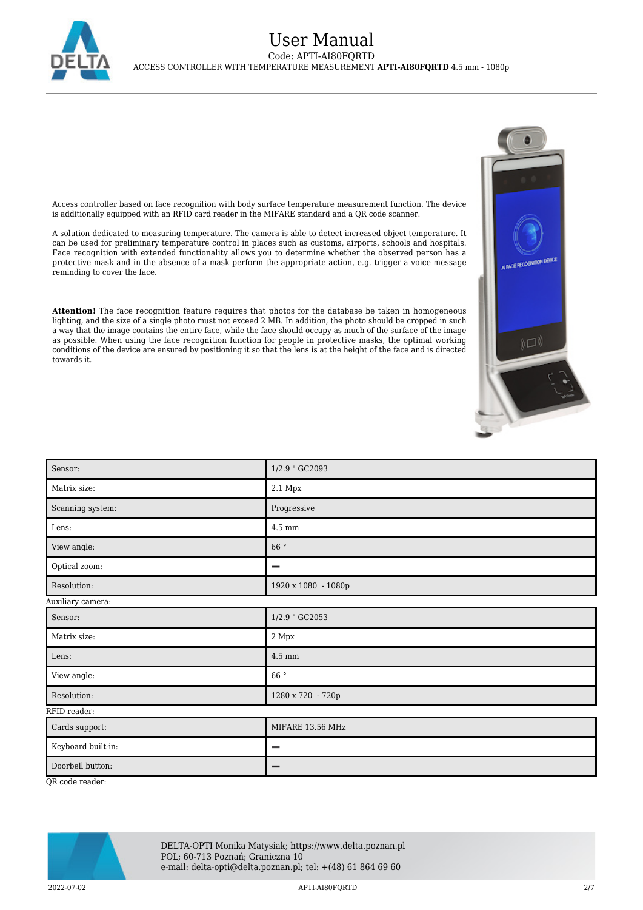Access controller based on face recognition with body surface temperature measurement function. The device is additionally equipped with an RFID card reader in the MIFARE standard and a QR code scanner.

A solution dedicated to measuring temperature. The camera is able to detect increased object temperature. It can be used for preliminary temperature control in places such as customs, airports, schools and hospitals. Face recognition with extended functionality allows you to determine whether the observed person has a protective mask and in the absence of a mask perform the appropriate action, e.g. trigger a voice message reminding to cover the face.

**Attention!** The face recognition feature requires that photos for the database be taken in homogeneous lighting, and the size of a single photo must not exceed 2 MB. In addition, the photo should be cropped in such a way that the image contains the entire face, while the face should occupy as much of the surface of the image as possible. When using the face recognition function for people in protective masks, the optimal working conditions of the device are ensured by positioning it so that the lens is at the height of the face and is directed towards it.

| | |
|---|---|
| Sensor: | 1/2.9 " GC2093 |
| Matrix size: | 2.1 Mpx |
| Scanning system: | Progressive |
| Lens: | 4.5 mm |
| View angle: | 66 ° |
| Optical zoom: | – |
| Resolution: | 1920 x 1080 - 1080p |

Auxiliary camera:

| | |
|---|---|
| Sensor: | 1/2.9 " GC2053 |
| Matrix size: | 2 Mpx |
| Lens: | 4.5 mm |
| View angle: | 66 ° |
| Resolution: | 1280 x 720 - 720p |

RFID reader:

| | |
|---|---|
| Cards support: | MIFARE 13.56 MHz |
| Keyboard built-in: | – |
| Doorbell button: | – |

QR code reader: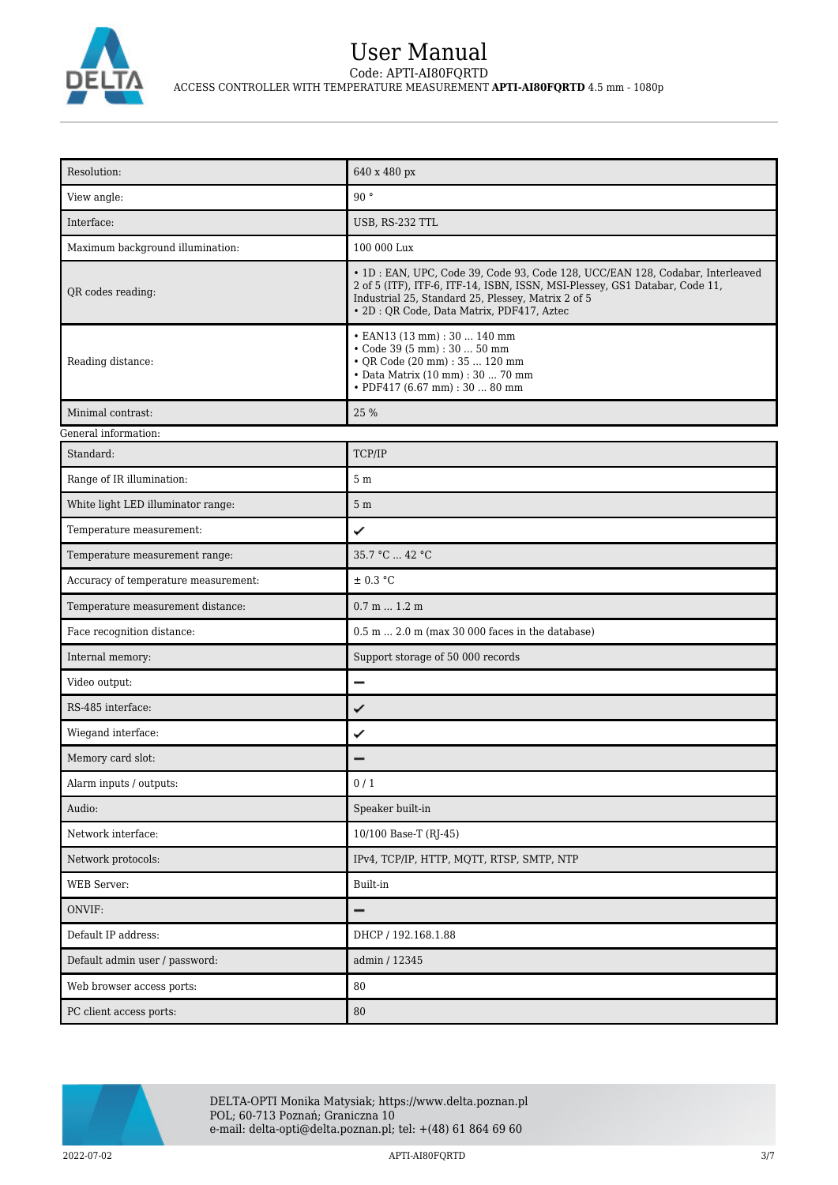| Resolution: | 640 x 480 px |
|---|---|
| View angle: | 90 ° |
| Interface: | USB, RS-232 TTL |
| Maximum background illumination: | 100 000 Lux |
| QR codes reading: | • 1D : EAN, UPC, Code 39, Code 93, Code 128, UCC/EAN 128, Codabar, Interleaved 2 of 5 (ITF), ITF-6, ITF-14, ISBN, ISSN, MSI-Plessey, GS1 Databar, Code 11, Industrial 25, Standard 25, Plessey, Matrix 2 of 5<br>• 2D : QR Code, Data Matrix, PDF417, Aztec |
| Reading distance: | • EAN13 (13 mm) : 30 ... 140 mm<br>• Code 39 (5 mm) : 30 ... 50 mm<br>• QR Code (20 mm) : 35 ... 120 mm<br>• Data Matrix (10 mm) : 30 ... 70 mm<br>• PDF417 (6.67 mm) : 30 ... 80 mm |
| Minimal contrast: | 25 % |

General information:

| Standard: | TCP/IP |
|---|---|
| Range of IR illumination: | 5 m |
| White light LED illuminator range: | 5 m |
| Temperature measurement: | ✔ |
| Temperature measurement range: | 35.7 °C ... 42 °C |
| Accuracy of temperature measurement: | ± 0.3 °C |
| Temperature measurement distance: | 0.7 m ... 1.2 m |
| Face recognition distance: | 0.5 m ... 2.0 m (max 30 000 faces in the database) |
| Internal memory: | Support storage of 50 000 records |
| Video output: | – |
| RS-485 interface: | ✔ |
| Wiegand interface: | ✔ |
| Memory card slot: | – |
| Alarm inputs / outputs: | 0 / 1 |
| Audio: | Speaker built-in |
| Network interface: | 10/100 Base-T (RJ-45) |
| Network protocols: | IPv4, TCP/IP, HTTP, MQTT, RTSP, SMTP, NTP |
| WEB Server: | Built-in |
| ONVIF: | – |
| Default IP address: | DHCP / 192.168.1.88 |
| Default admin user / password: | admin / 12345 |
| Web browser access ports: | 80 |
| PC client access ports: | 80 |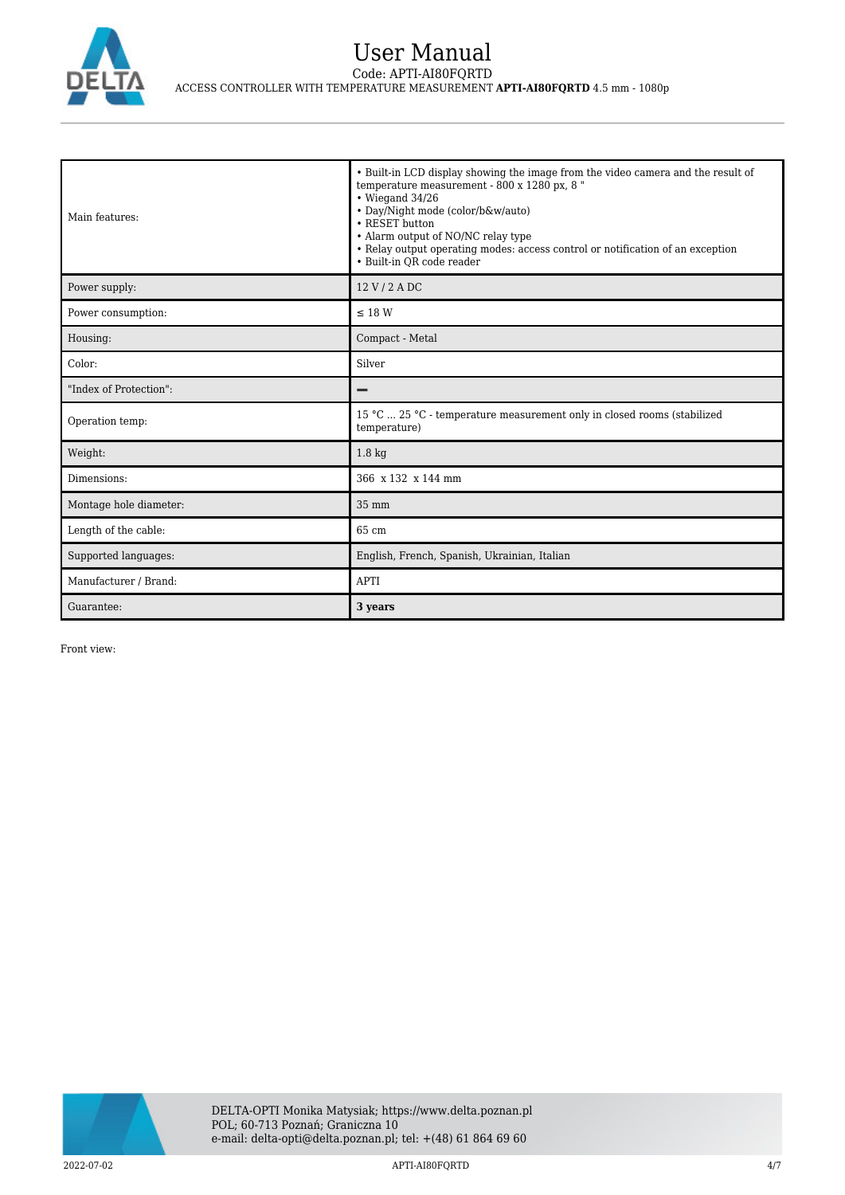| Main features: | • Built-in LCD display showing the image from the video camera and the result of temperature measurement - 800 x 1280 px, 8 "<br>• Wiegand 34/26<br>• Day/Night mode (color/b&w/auto)<br>• RESET button<br>• Alarm output of NO/NC relay type<br>• Relay output operating modes: access control or notification of an exception<br>• Built-in QR code reader |
|---|---|
| Power supply: | 12 V / 2 A DC |
| Power consumption: | ≤ 18 W |
| Housing: | Compact - Metal |
| Color: | Silver |
| "Index of Protection": | — |
| Operation temp: | 15 °C ... 25 °C - temperature measurement only in closed rooms (stabilized temperature) |
| Weight: | 1.8 kg |
| Dimensions: | 366 x 132 x 144 mm |
| Montage hole diameter: | 35 mm |
| Length of the cable: | 65 cm |
| Supported languages: | English, French, Spanish, Ukrainian, Italian |
| Manufacturer / Brand: | APTI |
| Guarantee: | **3 years** |

Front view: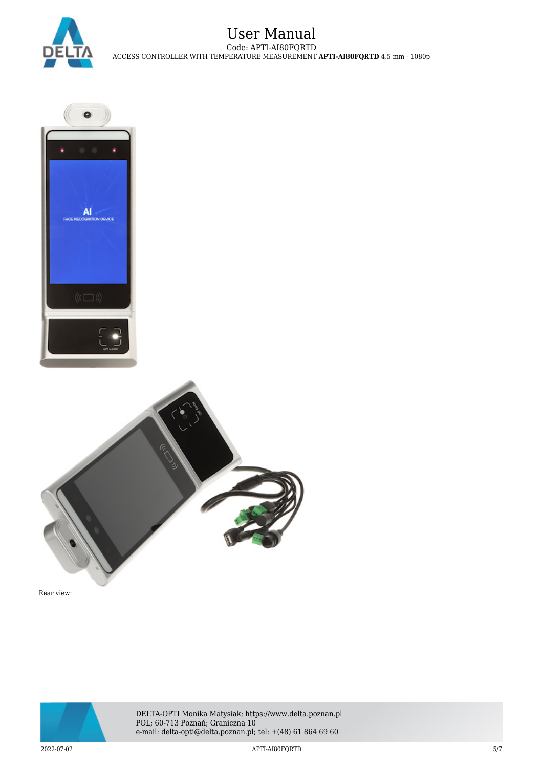Rear view: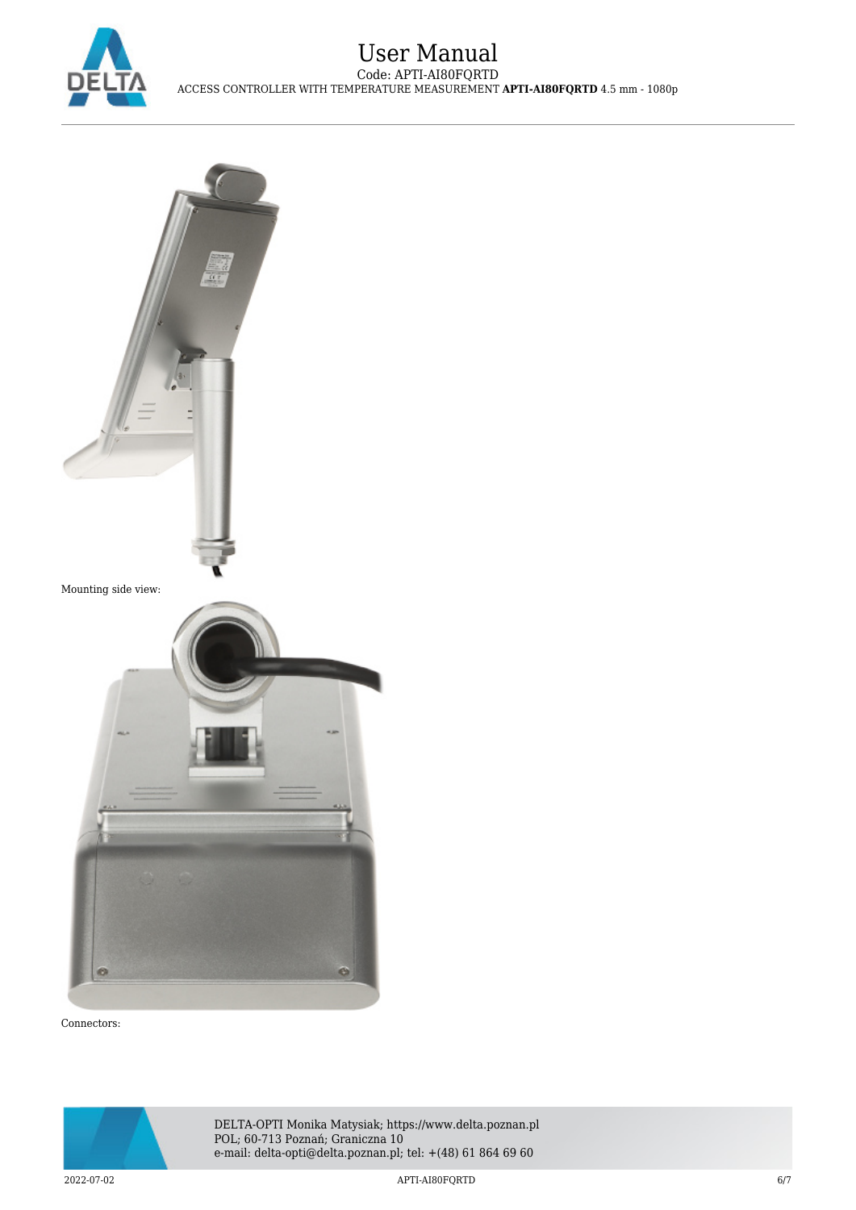Mounting side view:

Connectors: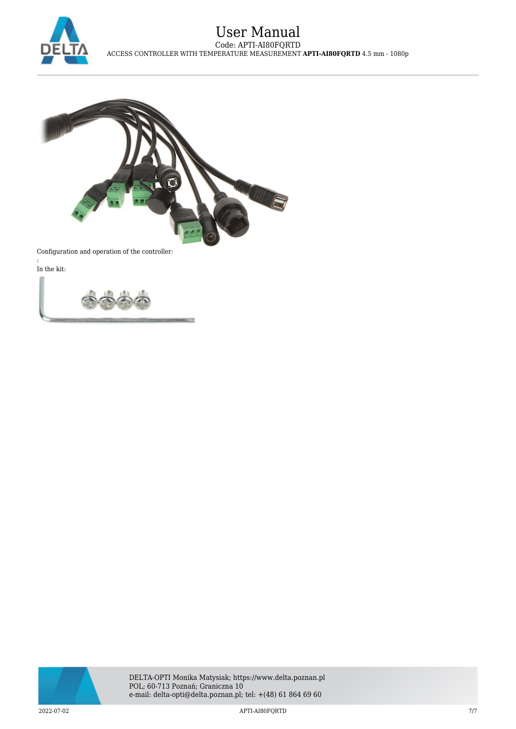Configuration and operation of the controller:

:

In the kit: